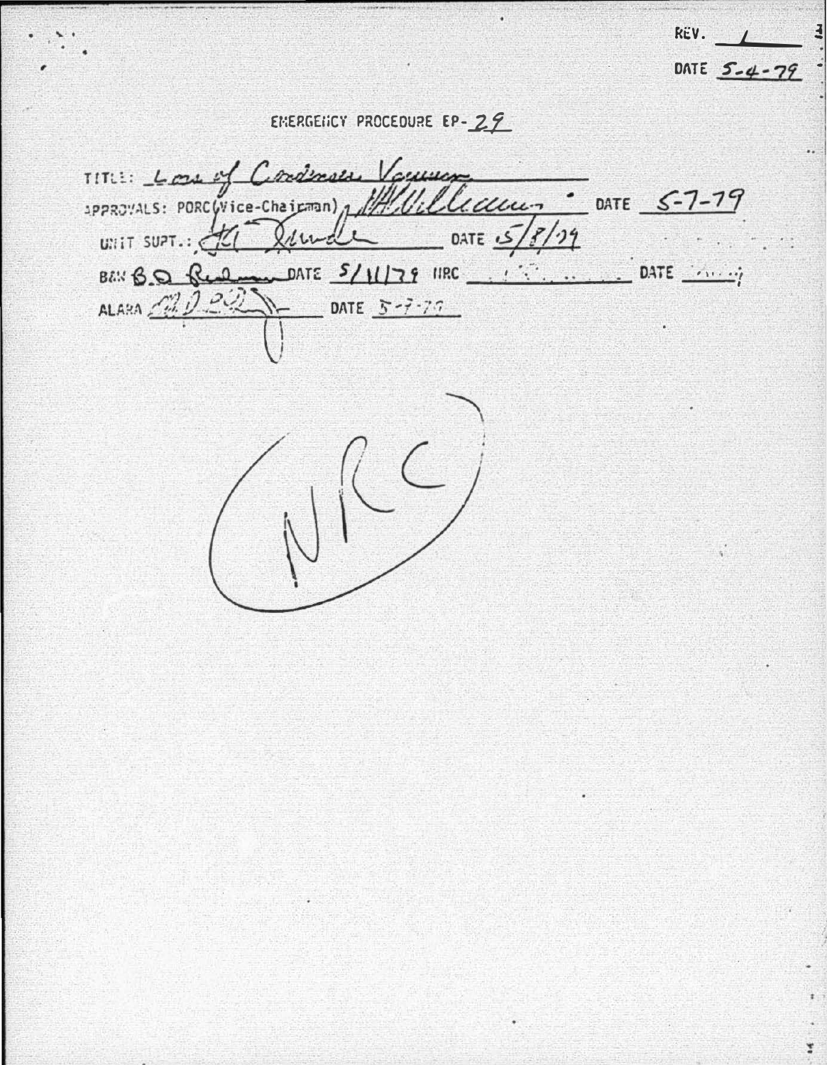REV. 1

DATE 5-4-79

# EMERGENCY PROCEDURE EP-29

TITLE: Loss of Condenser Vacuum

APPROVALS: PORC (Vice-Chairman) [signature] DATE 5-7-79

UNIT SUPT.: [signature] DATE 5/8/79

B&W B.D. [signature] DATE 5/11/79 NRC ________ DATE ________

ALARA [signature] DATE 5-7-79

NRC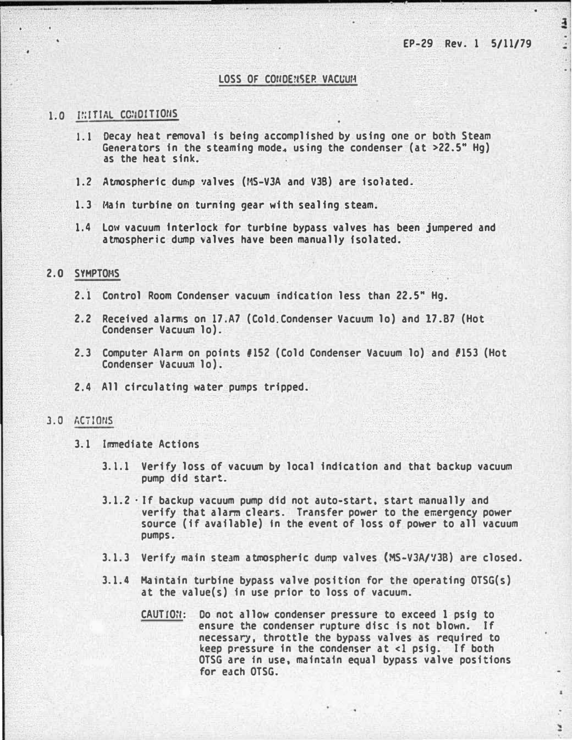EP-29 Rev. 1 5/11/79

# LOSS OF CONDENSER VACUUM

## 1.0 INITIAL CONDITIONS

1.1 Decay heat removal is being accomplished by using one or both Steam Generators in the steaming mode, using the condenser (at >22.5" Hg) as the heat sink.

1.2 Atmospheric dump valves (MS-V3A and V3B) are isolated.

1.3 Main turbine on turning gear with sealing steam.

1.4 Low vacuum interlock for turbine bypass valves has been jumpered and atmospheric dump valves have been manually isolated.

## 2.0 SYMPTOMS

2.1 Control Room Condenser vacuum indication less than 22.5" Hg.

2.2 Received alarms on 17.A7 (Cold Condenser Vacuum lo) and 17.B7 (Hot Condenser Vacuum lo).

2.3 Computer Alarm on points #152 (Cold Condenser Vacuum lo) and #153 (Hot Condenser Vacuum lo).

2.4 All circulating water pumps tripped.

## 3.0 ACTIONS

### 3.1 Immediate Actions

3.1.1 Verify loss of vacuum by local indication and that backup vacuum pump did start.

3.1.2 If backup vacuum pump did not auto-start, start manually and verify that alarm clears. Transfer power to the emergency power source (if available) in the event of loss of power to all vacuum pumps.

3.1.3 Verify main steam atmospheric dump valves (MS-V3A/V3B) are closed.

3.1.4 Maintain turbine bypass valve position for the operating OTSG(s) at the value(s) in use prior to loss of vacuum.

<u>CAUTION</u>: Do not allow condenser pressure to exceed 1 psig to ensure the condenser rupture disc is not blown. If necessary, throttle the bypass valves as required to keep pressure in the condenser at <1 psig. If both OTSG are in use, maintain equal bypass valve positions for each OTSG.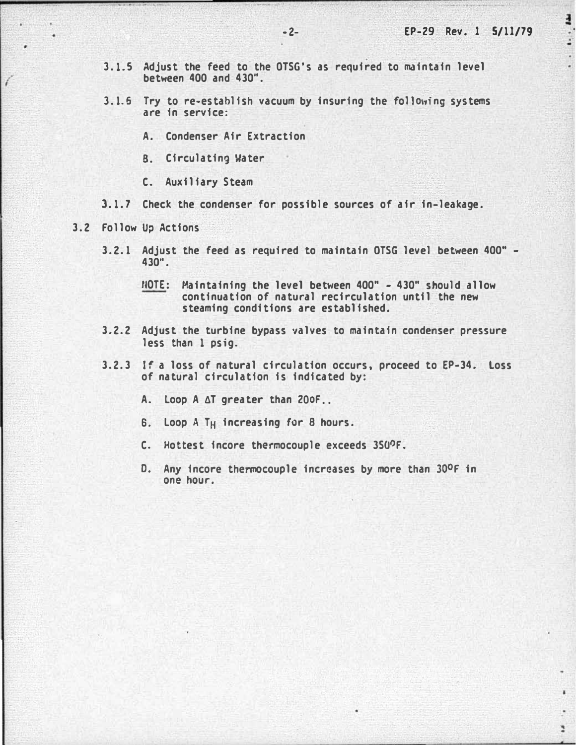3.1.5 Adjust the feed to the OTSG's as required to maintain level between 400 and 430".

3.1.6 Try to re-establish vacuum by insuring the following systems are in service:

A. Condenser Air Extraction

B. Circulating Water

C. Auxiliary Steam

3.1.7 Check the condenser for possible sources of air in-leakage.

3.2 Follow Up Actions

3.2.1 Adjust the feed as required to maintain OTSG level between 400" - 430".

NOTE: Maintaining the level between 400" - 430" should allow continuation of natural recirculation until the new steaming conditions are established.

3.2.2 Adjust the turbine bypass valves to maintain condenser pressure less than 1 psig.

3.2.3 If a loss of natural circulation occurs, proceed to EP-34. Loss of natural circulation is indicated by:

A. Loop A $\Delta T$ greater than 20oF..

B. Loop A $T_H$ increasing for 8 hours.

C. Hottest incore thermocouple exceeds 350°F.

D. Any incore thermocouple increases by more than 30°F in one hour.